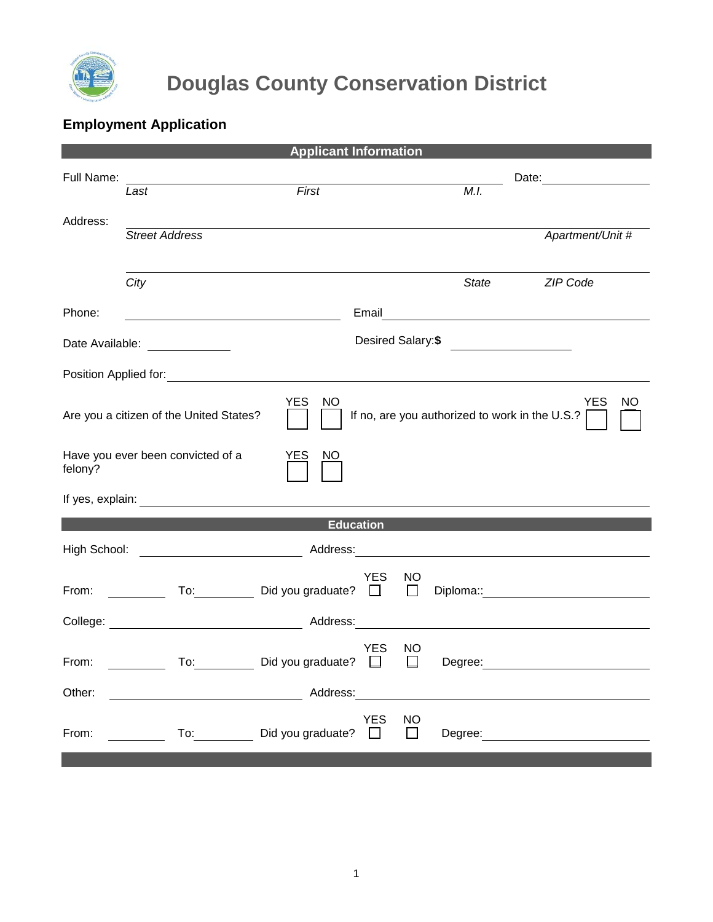# Douglas County Conservation District

## Employment Application

### Applicant Information

Full Name: ______________________________________________ Date: ____________

*Last* *First* *M.I.*

Address: ______________________________________________________________

*Street Address* *Apartment/Unit #*

______________________________________________________________

*City* *State* *ZIP Code*

Phone: ______________________ Email ______________________________

Date Available: __________ Desired Salary:**$** ______________

Position Applied for: ______________________________________________

Are you a citizen of the United States? YES ☐ NO ☐ If no, are you authorized to work in the U.S.? YES ☐ NO ☐

Have you ever been convicted of a felony? YES ☐ NO ☐

If yes, explain: ______________________________________________

### Education

High School: ______________________ Address: ______________________________

From: ________ To: ________ Did you graduate? YES ☐ NO ☐ Diploma:: ______________________

College: ______________________ Address: ______________________________

From: ________ To: ________ Did you graduate? YES ☐ NO ☐ Degree: ______________________

Other: ______________________ Address: ______________________________

From: ________ To: ________ Did you graduate? YES ☐ NO ☐ Degree: ______________________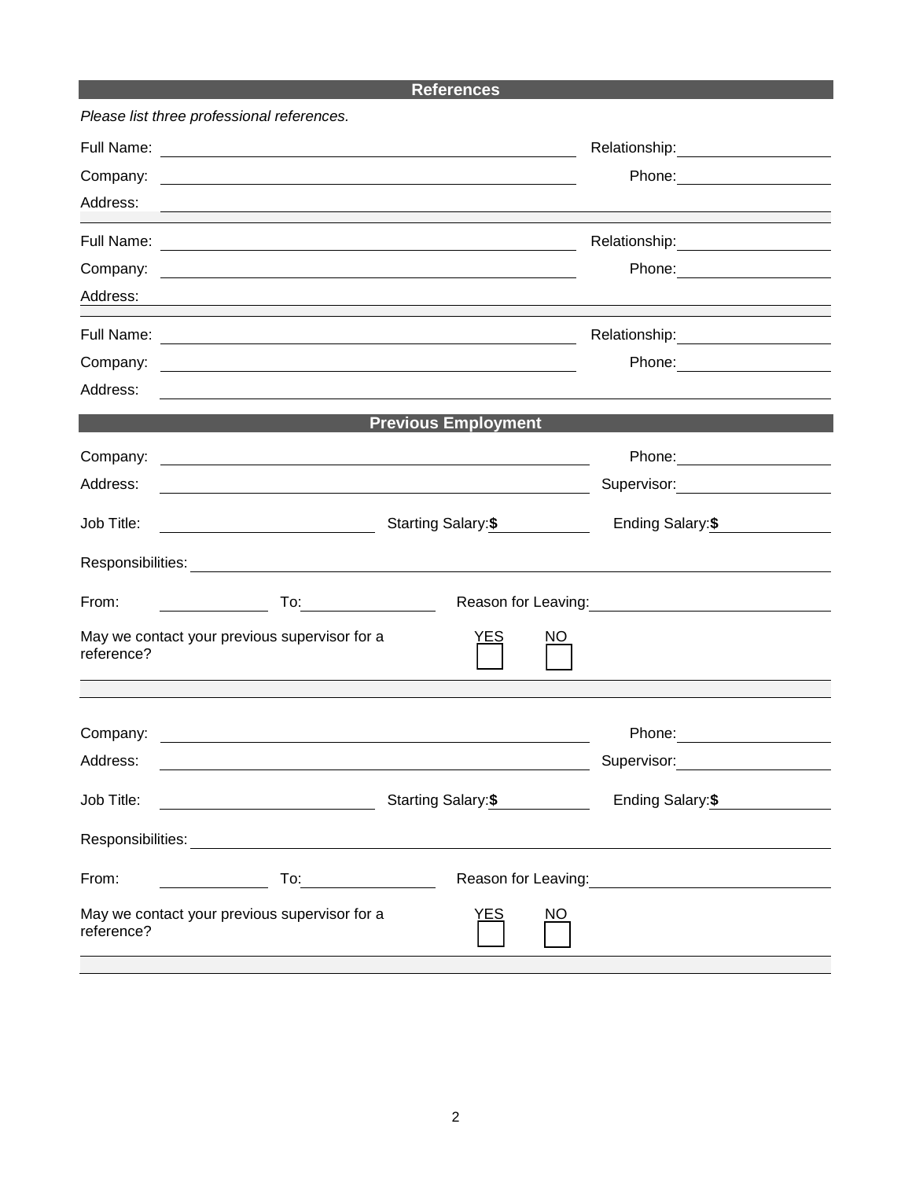## References

*Please list three professional references.*

Full Name: ______________________________ Relationship: ______________

Company: ______________________________ Phone: ______________

Address: ______________________________________________________________

Full Name: ______________________________ Relationship: ______________

Company: ______________________________ Phone: ______________

Address: ______________________________________________________________

Full Name: ______________________________ Relationship: ______________

Company: ______________________________ Phone: ______________

Address: ______________________________________________________________

## Previous Employment

Company: ______________________________ Phone: ______________

Address: ______________________________ Supervisor: ______________

Job Title: ______________ Starting Salary: **$** __________ Ending Salary: **$** __________

Responsibilities: ______________________________________________________

From: __________ To: __________ Reason for Leaving: ______________________

May we contact your previous supervisor for a reference? YES ☐ NO ☐

Company: ______________________________ Phone: ______________

Address: ______________________________ Supervisor: ______________

Job Title: ______________ Starting Salary: **$** __________ Ending Salary: **$** __________

Responsibilities: ______________________________________________________

From: __________ To: __________ Reason for Leaving: ______________________

May we contact your previous supervisor for a reference? YES ☐ NO ☐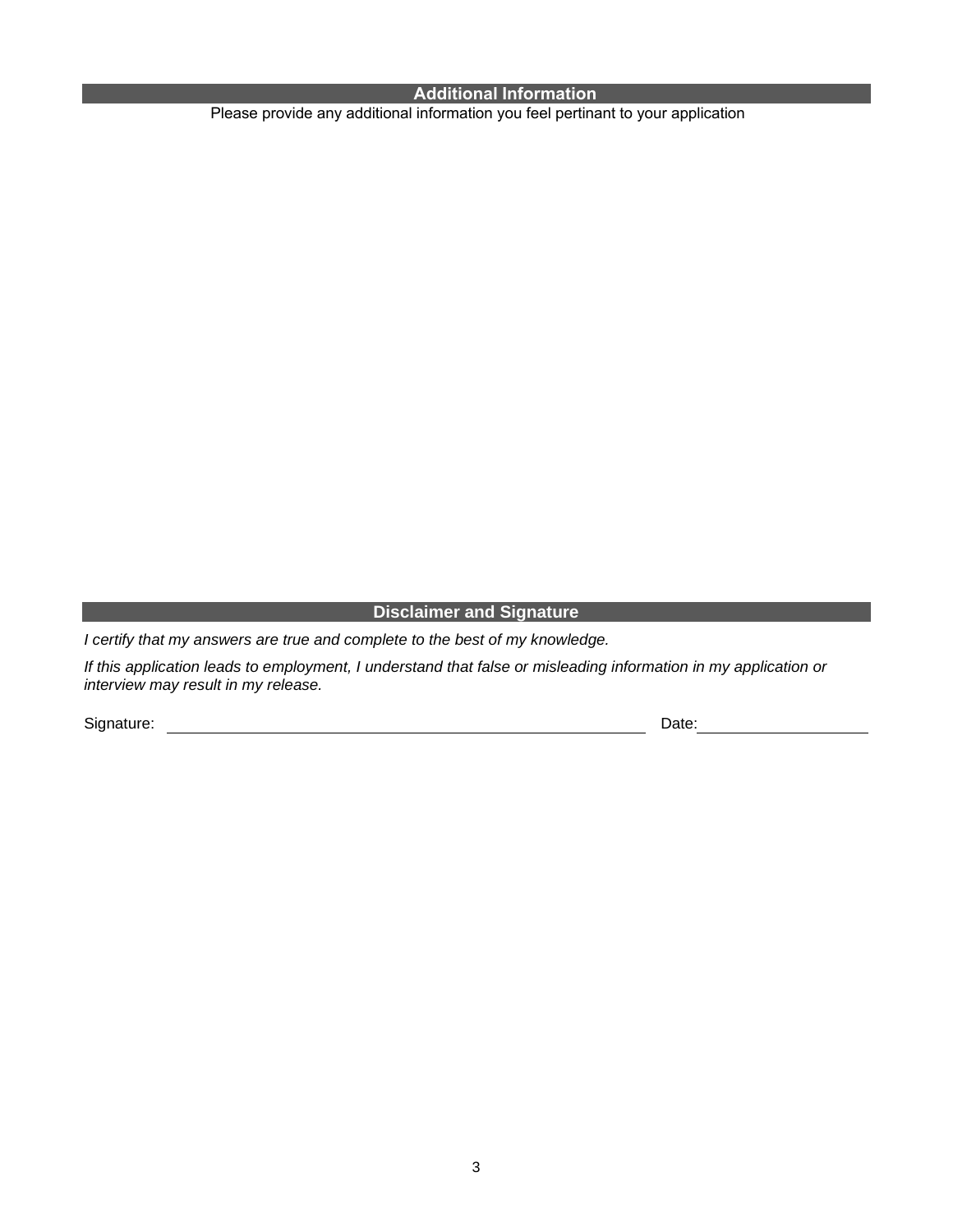## Additional Information

Please provide any additional information you feel pertinant to your application

## Disclaimer and Signature

*I certify that my answers are true and complete to the best of my knowledge.*

*If this application leads to employment, I understand that false or misleading information in my application or interview may result in my release.*

Signature: ______________________________ Date: ______________